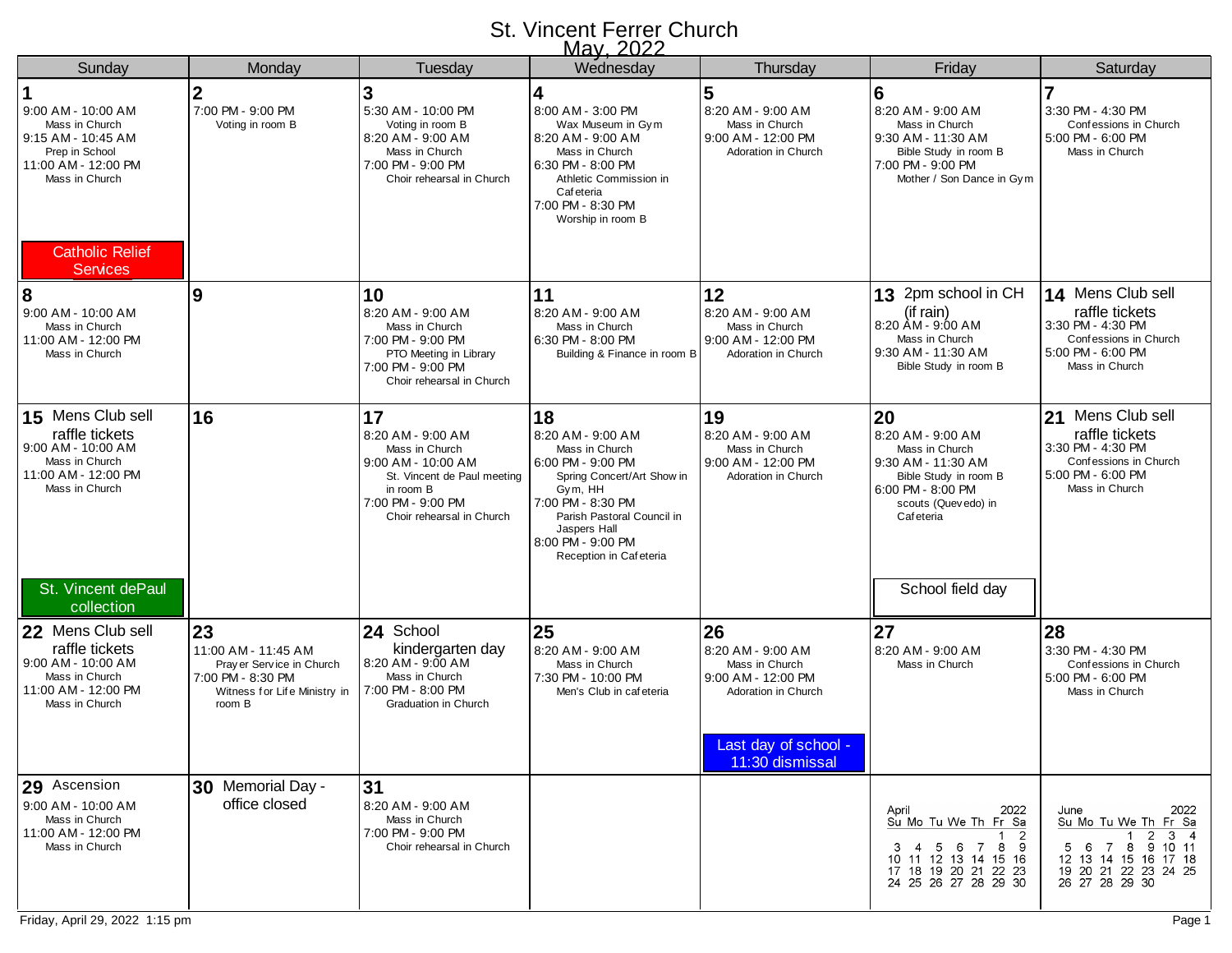# St. Vincent Ferrer Church

## May, 2022

| Sunday | Monday | Tuesday | Wednesday | Thursday | Friday | Saturday |
|---|---|---|---|---|---|---|
| **1**<br>9:00 AM - 10:00 AM<br>Mass in Church<br>9:15 AM - 10:45 AM<br>Prep in School<br>11:00 AM - 12:00 PM<br>Mass in Church<br>Catholic Relief Services | **2**<br>7:00 PM - 9:00 PM<br>Voting in room B | **3**<br>5:30 AM - 10:00 PM<br>Voting in room B<br>8:20 AM - 9:00 AM<br>Mass in Church<br>7:00 PM - 9:00 PM<br>Choir rehearsal in Church | **4**<br>8:00 AM - 3:00 PM<br>Wax Museum in Gym<br>8:20 AM - 9:00 AM<br>Mass in Church<br>6:30 PM - 8:00 PM<br>Athletic Commission in Cafeteria<br>7:00 PM - 8:30 PM<br>Worship in room B | **5**<br>8:20 AM - 9:00 AM<br>Mass in Church<br>9:00 AM - 12:00 PM<br>Adoration in Church | **6**<br>8:20 AM - 9:00 AM<br>Mass in Church<br>9:30 AM - 11:30 AM<br>Bible Study in room B<br>7:00 PM - 9:00 PM<br>Mother / Son Dance in Gym | **7**<br>3:30 PM - 4:30 PM<br>Confessions in Church<br>5:00 PM - 6:00 PM<br>Mass in Church |
| **8**<br>9:00 AM - 10:00 AM<br>Mass in Church<br>11:00 AM - 12:00 PM<br>Mass in Church | **9** | **10**<br>8:20 AM - 9:00 AM<br>Mass in Church<br>7:00 PM - 9:00 PM<br>PTO Meeting in Library<br>7:00 PM - 9:00 PM<br>Choir rehearsal in Church | **11**<br>8:20 AM - 9:00 AM<br>Mass in Church<br>6:30 PM - 8:00 PM<br>Building & Finance in room B | **12**<br>8:20 AM - 9:00 AM<br>Mass in Church<br>9:00 AM - 12:00 PM<br>Adoration in Church | **13** 2pm school in CH (if rain)<br>8:20 AM - 9:00 AM<br>Mass in Church<br>9:30 AM - 11:30 AM<br>Bible Study in room B | **14** Mens Club sell raffle tickets<br>3:30 PM - 4:30 PM<br>Confessions in Church<br>5:00 PM - 6:00 PM<br>Mass in Church |
| **15** Mens Club sell raffle tickets<br>9:00 AM - 10:00 AM<br>Mass in Church<br>11:00 AM - 12:00 PM<br>Mass in Church<br>St. Vincent dePaul collection | **16** | **17**<br>8:20 AM - 9:00 AM<br>Mass in Church<br>9:00 AM - 10:00 AM<br>St. Vincent de Paul meeting in room B<br>7:00 PM - 9:00 PM<br>Choir rehearsal in Church | **18**<br>8:20 AM - 9:00 AM<br>Mass in Church<br>6:00 PM - 9:00 PM<br>Spring Concert/Art Show in Gym, HH<br>7:00 PM - 8:30 PM<br>Parish Pastoral Council in Jaspers Hall<br>8:00 PM - 9:00 PM<br>Reception in Cafeteria | **19**<br>8:20 AM - 9:00 AM<br>Mass in Church<br>9:00 AM - 12:00 PM<br>Adoration in Church | **20**<br>8:20 AM - 9:00 AM<br>Mass in Church<br>9:30 AM - 11:30 AM<br>Bible Study in room B<br>6:00 PM - 8:00 PM<br>scouts (Quevedo) in Cafeteria<br>School field day | **21** Mens Club sell raffle tickets<br>3:30 PM - 4:30 PM<br>Confessions in Church<br>5:00 PM - 6:00 PM<br>Mass in Church |
| **22** Mens Club sell raffle tickets<br>9:00 AM - 10:00 AM<br>Mass in Church<br>11:00 AM - 12:00 PM<br>Mass in Church | **23**<br>11:00 AM - 11:45 AM<br>Prayer Service in Church<br>7:00 PM - 8:30 PM<br>Witness for Life Ministry in room B | **24** School kindergarten day<br>8:20 AM - 9:00 AM<br>Mass in Church<br>7:00 PM - 8:00 PM<br>Graduation in Church | **25**<br>8:20 AM - 9:00 AM<br>Mass in Church<br>7:30 PM - 10:00 PM<br>Men's Club in cafeteria | **26**<br>8:20 AM - 9:00 AM<br>Mass in Church<br>9:00 AM - 12:00 PM<br>Adoration in Church<br>Last day of school - 11:30 dismissal | **27**<br>8:20 AM - 9:00 AM<br>Mass in Church | **28**<br>3:30 PM - 4:30 PM<br>Confessions in Church<br>5:00 PM - 6:00 PM<br>Mass in Church |
| **29** Ascension<br>9:00 AM - 10:00 AM<br>Mass in Church<br>11:00 AM - 12:00 PM<br>Mass in Church | **30** Memorial Day - office closed | **31**<br>8:20 AM - 9:00 AM<br>Mass in Church<br>7:00 PM - 9:00 PM<br>Choir rehearsal in Church | | | | |

**April 2022**

| Su | Mo | Tu | We | Th | Fr | Sa |
|---|---|---|---|---|---|---|
| | | | | | 1 | 2 |
| 3 | 4 | 5 | 6 | 7 | 8 | 9 |
| 10 | 11 | 12 | 13 | 14 | 15 | 16 |
| 17 | 18 | 19 | 20 | 21 | 22 | 23 |
| 24 | 25 | 26 | 27 | 28 | 29 | 30 |

**June 2022**

| Su | Mo | Tu | We | Th | Fr | Sa |
|---|---|---|---|---|---|---|
| | | | 1 | 2 | 3 | 4 |
| 5 | 6 | 7 | 8 | 9 | 10 | 11 |
| 12 | 13 | 14 | 15 | 16 | 17 | 18 |
| 19 | 20 | 21 | 22 | 23 | 24 | 25 |
| 26 | 27 | 28 | 29 | 30 | | |

Friday, April 29, 2022 1:15 pm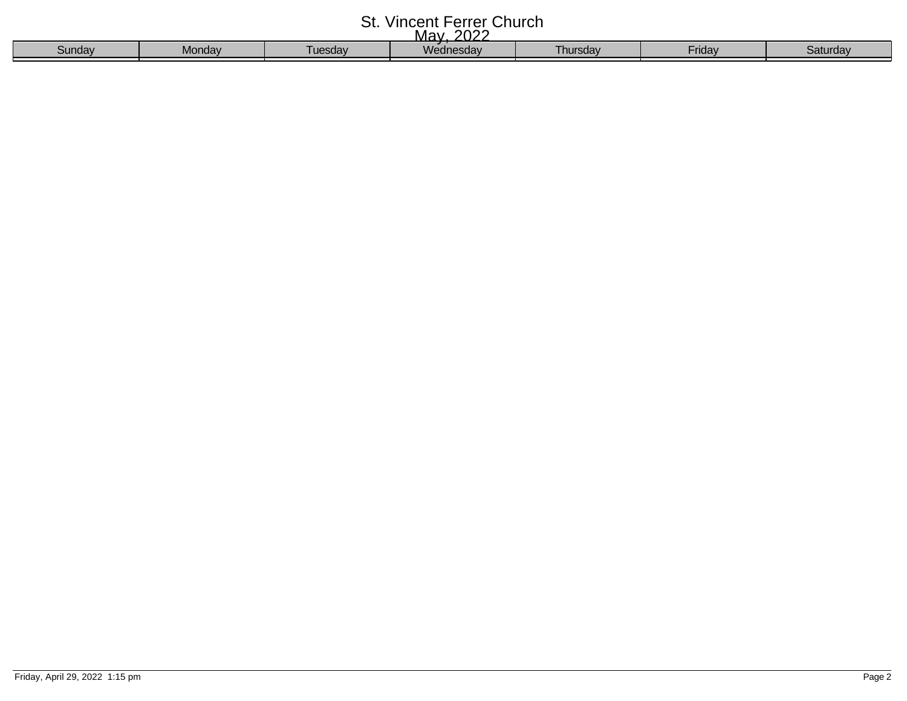# St. Vincent Ferrer Church

## May, 2022

| Sunday | Monday | Tuesday | Wednesday | Thursday | Friday | Saturday |
|---|---|---|---|---|---|---|

Friday, April 29, 2022 1:15 pm